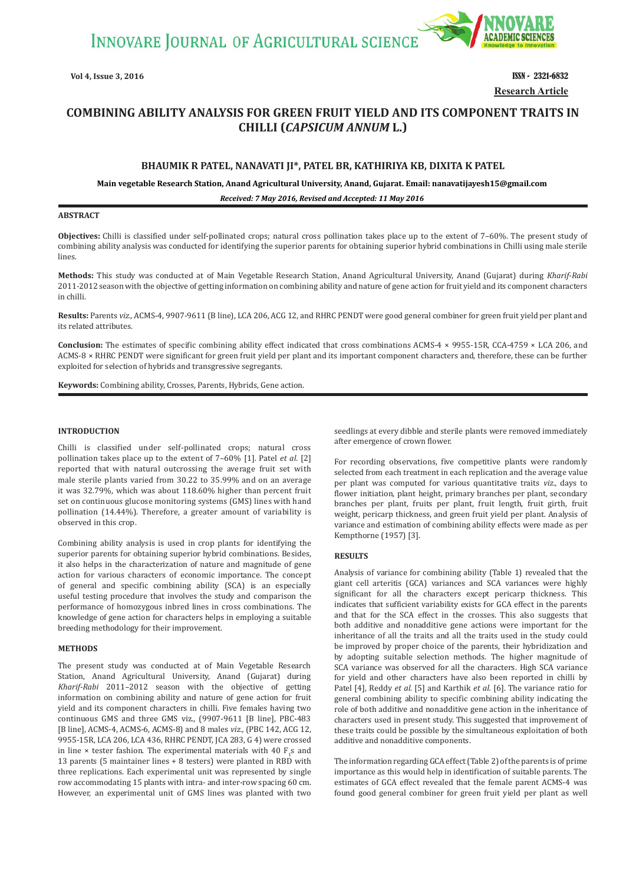Vol 4, Issue 3, 2016

ISSN - 2321-6832

Research Article

# COMBINING ABILITY ANALYSIS FOR GREEN FRUIT YIELD AND ITS COMPONENT TRAITS IN CHILLI (*CAPSICUM ANNUM* L.)

**BHAUMIK R PATEL, NANAVATI JI\*, PATEL BR, KATHIRIYA KB, DIXITA K PATEL**

**Main vegetable Research Station, Anand Agricultural University, Anand, Gujarat. Email: nanavatijayesh15@gmail.com**

***Received: 7 May 2016, Revised and Accepted: 11 May 2016***

## ABSTRACT

**Objectives:** Chilli is classified under self-pollinated crops; natural cross pollination takes place up to the extent of 7–60%. The present study of combining ability analysis was conducted for identifying the superior parents for obtaining superior hybrid combinations in Chilli using male sterile lines.

**Methods:** This study was conducted at of Main Vegetable Research Station, Anand Agricultural University, Anand (Gujarat) during *Kharif-Rabi* 2011-2012 season with the objective of getting information on combining ability and nature of gene action for fruit yield and its component characters in chilli.

**Results:** Parents *viz.,* ACMS-4, 9907-9611 (B line), LCA 206, ACG 12, and RHRC PENDT were good general combiner for green fruit yield per plant and its related attributes.

**Conclusion:** The estimates of specific combining ability effect indicated that cross combinations ACMS-4 × 9955-15R, CCA-4759 × LCA 206, and ACMS-8 × RHRC PENDT were significant for green fruit yield per plant and its important component characters and, therefore, these can be further exploited for selection of hybrids and transgressive segregants.

**Keywords:** Combining ability, Crosses, Parents, Hybrids, Gene action.

## INTRODUCTION

Chilli is classified under self-pollinated crops; natural cross pollination takes place up to the extent of 7–60% [1]. Patel *et al.* [2] reported that with natural outcrossing the average fruit set with male sterile plants varied from 30.22 to 35.99% and on an average it was 32.79%, which was about 118.60% higher than percent fruit set on continuous glucose monitoring systems (GMS) lines with hand pollination (14.44%). Therefore, a greater amount of variability is observed in this crop.

Combining ability analysis is used in crop plants for identifying the superior parents for obtaining superior hybrid combinations. Besides, it also helps in the characterization of nature and magnitude of gene action for various characters of economic importance. The concept of general and specific combining ability (SCA) is an especially useful testing procedure that involves the study and comparison the performance of homozygous inbred lines in cross combinations. The knowledge of gene action for characters helps in employing a suitable breeding methodology for their improvement.

## METHODS

The present study was conducted at of Main Vegetable Research Station, Anand Agricultural University, Anand (Gujarat) during *Kharif-Rabi* 2011–2012 season with the objective of getting information on combining ability and nature of gene action for fruit yield and its component characters in chilli. Five females having two continuous GMS and three GMS viz., (9907-9611 [B line], PBC-483 [B line], ACMS-4, ACMS-6, ACMS-8) and 8 males *viz.,* (PBC 142, ACG 12, 9955-15R, LCA 206, LCA 436, RHRC PENDT, JCA 283, G 4) were crossed in line × tester fashion. The experimental materials with 40 $F_1$s and 13 parents (5 maintainer lines + 8 testers) were planted in RBD with three replications. Each experimental unit was represented by single row accommodating 15 plants with intra- and inter-row spacing 60 cm. However, an experimental unit of GMS lines was planted with two seedlings at every dibble and sterile plants were removed immediately after emergence of crown flower.

For recording observations, five competitive plants were randomly selected from each treatment in each replication and the average value per plant was computed for various quantitative traits *viz.,* days to flower initiation, plant height, primary branches per plant, secondary branches per plant, fruits per plant, fruit length, fruit girth, fruit weight, pericarp thickness, and green fruit yield per plant. Analysis of variance and estimation of combining ability effects were made as per Kempthorne (1957) [3].

## RESULTS

Analysis of variance for combining ability (Table 1) revealed that the giant cell arteritis (GCA) variances and SCA variances were highly significant for all the characters except pericarp thickness. This indicates that sufficient variability exists for GCA effect in the parents and that for the SCA effect in the crosses. This also suggests that both additive and nonadditive gene actions were important for the inheritance of all the traits and all the traits used in the study could be improved by proper choice of the parents, their hybridization and by adopting suitable selection methods. The higher magnitude of SCA variance was observed for all the characters. High SCA variance for yield and other characters have also been reported in chilli by Patel [4], Reddy *et al.* [5] and Karthik *et al.* [6]. The variance ratio for general combining ability to specific combining ability indicating the role of both additive and nonadditive gene action in the inheritance of characters used in present study. This suggested that improvement of these traits could be possible by the simultaneous exploitation of both additive and nonadditive components.

The information regarding GCA effect (Table 2) of the parents is of prime importance as this would help in identification of suitable parents. The estimates of GCA effect revealed that the female parent ACMS-4 was found good general combiner for green fruit yield per plant as well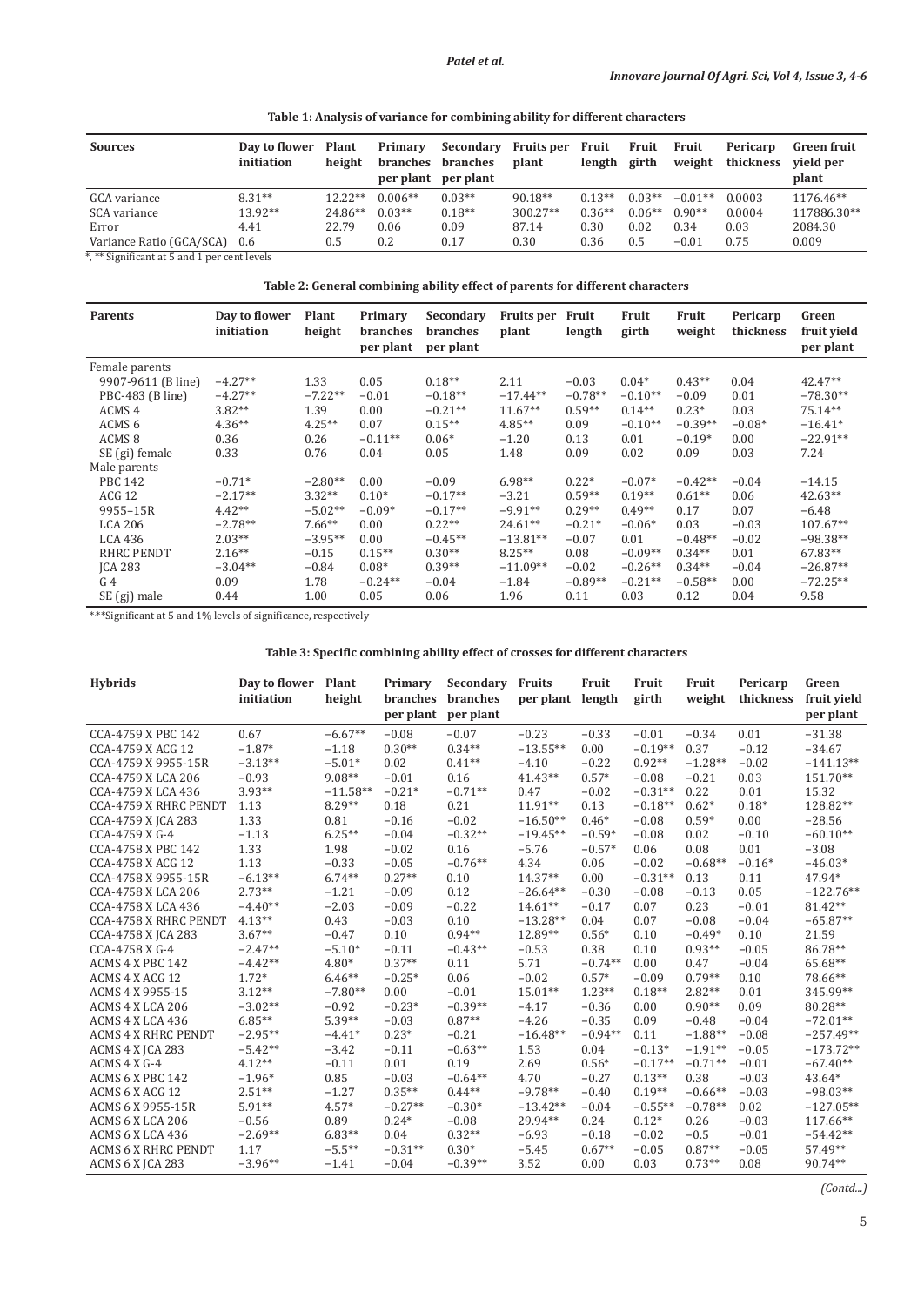**Table 1: Analysis of variance for combining ability for different characters**

| Sources | Day to flower initiation | Plant height | Primary branches per plant | Secondary branches per plant | Fruits per plant | Fruit length | Fruit girth | Fruit weight | Pericarp thickness | Green fruit yield per plant |
|---|---|---|---|---|---|---|---|---|---|---|
| GCA variance | 8.31** | 12.22** | 0.006** | 0.03** | 90.18** | 0.13** | 0.03** | −0.01** | 0.0003 | 1176.46** |
| SCA variance | 13.92** | 24.86** | 0.03** | 0.18** | 300.27** | 0.36** | 0.06** | 0.90** | 0.0004 | 117886.30** |
| Error | 4.41 | 22.79 | 0.06 | 0.09 | 87.14 | 0.30 | 0.02 | 0.34 | 0.03 | 2084.30 |
| Variance Ratio (GCA/SCA) | 0.6 | 0.5 | 0.2 | 0.17 | 0.30 | 0.36 | 0.5 | −0.01 | 0.75 | 0.009 |

*, ** Significant at 5 and 1 per cent levels

**Table 2: General combining ability effect of parents for different characters**

| Parents | Day to flower initiation | Plant height | Primary branches per plant | Secondary branches per plant | Fruits per plant | Fruit length | Fruit girth | Fruit weight | Pericarp thickness | Green fruit yield per plant |
|---|---|---|---|---|---|---|---|---|---|---|
| Female parents | | | | | | | | | | |
| 9907-9611 (B line) | −4.27** | 1.33 | 0.05 | 0.18** | 2.11 | −0.03 | 0.04* | 0.43** | 0.04 | 42.47** |
| PBC-483 (B line) | −4.27** | −7.22** | −0.01 | −0.18** | −17.44** | −0.78** | −0.10** | −0.09 | 0.01 | −78.30** |
| ACMS 4 | 3.82** | 1.39 | 0.00 | −0.21** | 11.67** | 0.59** | 0.14** | 0.23* | 0.03 | 75.14** |
| ACMS 6 | 4.36** | 4.25** | 0.07 | 0.15** | 4.85** | 0.09 | −0.10** | −0.39** | −0.08* | −16.41* |
| ACMS 8 | 0.36 | 0.26 | −0.11** | 0.06* | −1.20 | 0.13 | 0.01 | −0.19* | 0.00 | −22.91** |
| SE (gi) female | 0.33 | 0.76 | 0.04 | 0.05 | 1.48 | 0.09 | 0.02 | 0.09 | 0.03 | 7.24 |
| Male parents | | | | | | | | | | |
| PBC 142 | −0.71* | −2.80** | 0.00 | −0.09 | 6.98** | 0.22* | −0.07* | −0.42** | −0.04 | −14.15 |
| ACG 12 | −2.17** | 3.32** | 0.10* | −0.17** | −3.21 | 0.59** | 0.19** | 0.61** | 0.06 | 42.63** |
| 9955–15R | 4.42** | −5.02** | −0.09* | −0.17** | −9.91** | 0.29** | 0.49** | 0.17 | 0.07 | −6.48 |
| LCA 206 | −2.78** | 7.66** | 0.00 | 0.22** | 24.61** | −0.21* | −0.06* | 0.03 | −0.03 | 107.67** |
| LCA 436 | 2.03** | −3.95** | 0.00 | −0.45** | −13.81** | −0.07 | 0.01 | −0.48** | −0.02 | −98.38** |
| RHRC PENDT | 2.16** | −0.15 | 0.15** | 0.30** | 8.25** | 0.08 | −0.09** | 0.34** | 0.01 | 67.83** |
| JCA 283 | −3.04** | −0.84 | 0.08* | 0.39** | −11.09** | −0.02 | −0.26** | 0.34** | −0.04 | −26.87** |
| G 4 | 0.09 | 1.78 | −0.24** | −0.04 | −1.84 | −0.89** | −0.21** | −0.58** | 0.00 | −72.25** |
| SE (gj) male | 0.44 | 1.00 | 0.05 | 0.06 | 1.96 | 0.11 | 0.03 | 0.12 | 0.04 | 9.58 |

*,**Significant at 5 and 1% levels of significance, respectively

**Table 3: Specific combining ability effect of crosses for different characters**

| Hybrids | Day to flower initiation | Plant height | Primary branches per plant | Secondary branches per plant | Fruits per plant | Fruit length | Fruit girth | Fruit weight | Pericarp thickness | Green fruit yield per plant |
|---|---|---|---|---|---|---|---|---|---|---|
| CCA-4759 X PBC 142 | 0.67 | −6.67** | −0.08 | −0.07 | −0.23 | −0.33 | −0.01 | −0.34 | 0.01 | −31.38 |
| CCA-4759 X ACG 12 | −1.87* | −1.18 | 0.30** | 0.34** | −13.55** | 0.00 | −0.19** | 0.37 | −0.12 | −34.67 |
| CCA-4759 X 9955-15R | −3.13** | −5.01* | 0.02 | 0.41** | −4.10 | −0.22 | 0.92** | −1.28** | −0.02 | −141.13** |
| CCA-4759 X LCA 206 | −0.93 | 9.08** | −0.01 | 0.16 | 41.43** | 0.57* | −0.08 | −0.21 | 0.03 | 151.70** |
| CCA-4759 X LCA 436 | 3.93** | −11.58** | −0.21* | −0.71** | 0.47 | −0.02 | −0.31** | 0.22 | 0.01 | 15.32 |
| CCA-4759 X RHRC PENDT | 1.13 | 8.29** | 0.18 | 0.21 | 11.91** | 0.13 | −0.18** | 0.62* | 0.18* | 128.82** |
| CCA-4759 X JCA 283 | 1.33 | 0.81 | −0.16 | −0.02 | −16.50** | 0.46* | −0.08 | 0.59* | 0.00 | −28.56 |
| CCA-4759 X G-4 | −1.13 | 6.25** | −0.04 | −0.32** | −19.45** | −0.59* | −0.08 | 0.02 | −0.10 | −60.10** |
| CCA-4758 X PBC 142 | 1.33 | 1.98 | −0.02 | 0.16 | −5.76 | −0.57* | 0.06 | 0.08 | 0.01 | −3.08 |
| CCA-4758 X ACG 12 | 1.13 | −0.33 | −0.05 | −0.76** | 4.34 | 0.06 | −0.02 | −0.68** | −0.16* | −46.03* |
| CCA-4758 X 9955-15R | −6.13** | 6.74** | 0.27** | 0.10 | 14.37** | 0.00 | −0.31** | 0.13 | 0.11 | 47.94* |
| CCA-4758 X LCA 206 | 2.73** | −1.21 | −0.09 | 0.12 | −26.64** | −0.30 | −0.08 | −0.13 | 0.05 | −122.76** |
| CCA-4758 X LCA 436 | −4.40** | −2.03 | −0.09 | −0.22 | 14.61** | −0.17 | 0.07 | 0.23 | −0.01 | 81.42** |
| CCA-4758 X RHRC PENDT | 4.13** | 0.43 | −0.03 | 0.10 | −13.28** | 0.04 | 0.07 | −0.08 | −0.04 | −65.87** |
| CCA-4758 X JCA 283 | 3.67** | −0.47 | 0.10 | 0.94** | 12.89** | 0.56* | 0.10 | −0.49* | 0.10 | 21.59 |
| CCA-4758 X G-4 | −2.47** | −5.10* | −0.11 | −0.43** | −0.53 | 0.38 | 0.10 | 0.93** | −0.05 | 86.78** |
| ACMS 4 X PBC 142 | −4.42** | 4.80* | 0.37** | 0.11 | 5.71 | −0.74** | 0.00 | 0.47 | −0.04 | 65.68** |
| ACMS 4 X ACG 12 | 1.72* | 6.46** | −0.25* | 0.06 | −0.02 | 0.57* | −0.09 | 0.79** | 0.10 | 78.66** |
| ACMS 4 X 9955-15 | 3.12** | −7.80** | 0.00 | −0.01 | 15.01** | 1.23** | 0.18** | 2.82** | 0.01 | 345.99** |
| ACMS 4 X LCA 206 | −3.02** | −0.92 | −0.23* | −0.39** | −4.17 | −0.36 | 0.00 | 0.90** | 0.09 | 80.28** |
| ACMS 4 X LCA 436 | 6.85** | 5.39** | −0.03 | 0.87** | −4.26 | −0.35 | 0.09 | −0.48 | −0.04 | −72.01** |
| ACMS 4 X RHRC PENDT | −2.95** | −4.41* | 0.23* | −0.21 | −16.48** | −0.94** | 0.11 | −1.88** | −0.08 | −257.49** |
| ACMS 4 X JCA 283 | −5.42** | −3.42 | −0.11 | −0.63** | 1.53 | 0.04 | −0.13* | −1.91** | −0.05 | −173.72** |
| ACMS 4 X G-4 | 4.12** | −0.11 | 0.01 | 0.19 | 2.69 | 0.56* | −0.17** | −0.71** | −0.01 | −67.40** |
| ACMS 6 X PBC 142 | −1.96* | 0.85 | −0.03 | −0.64** | 4.70 | −0.27 | 0.13** | 0.38 | −0.03 | 43.64* |
| ACMS 6 X ACG 12 | 2.51** | −1.27 | 0.35** | 0.44** | −9.78** | −0.40 | 0.19** | −0.66** | −0.03 | −98.03** |
| ACMS 6 X 9955-15R | 5.91** | 4.57* | −0.27** | −0.30* | −13.42** | −0.04 | −0.55** | −0.78** | 0.02 | −127.05** |
| ACMS 6 X LCA 206 | −0.56 | 0.89 | 0.24* | −0.08 | 29.94** | 0.24 | 0.12* | 0.26 | −0.03 | 117.66** |
| ACMS 6 X LCA 436 | −2.69** | 6.83** | 0.04 | 0.32** | −6.93 | −0.18 | −0.02 | −0.5 | −0.01 | −54.42** |
| ACMS 6 X RHRC PENDT | 1.17 | −5.5** | −0.31** | 0.30* | −5.45 | 0.67** | −0.05 | 0.87** | −0.05 | 57.49** |
| ACMS 6 X JCA 283 | −3.96** | −1.41 | −0.04 | −0.39** | 3.52 | 0.00 | 0.03 | 0.73** | 0.08 | 90.74** |

*(Contd...)*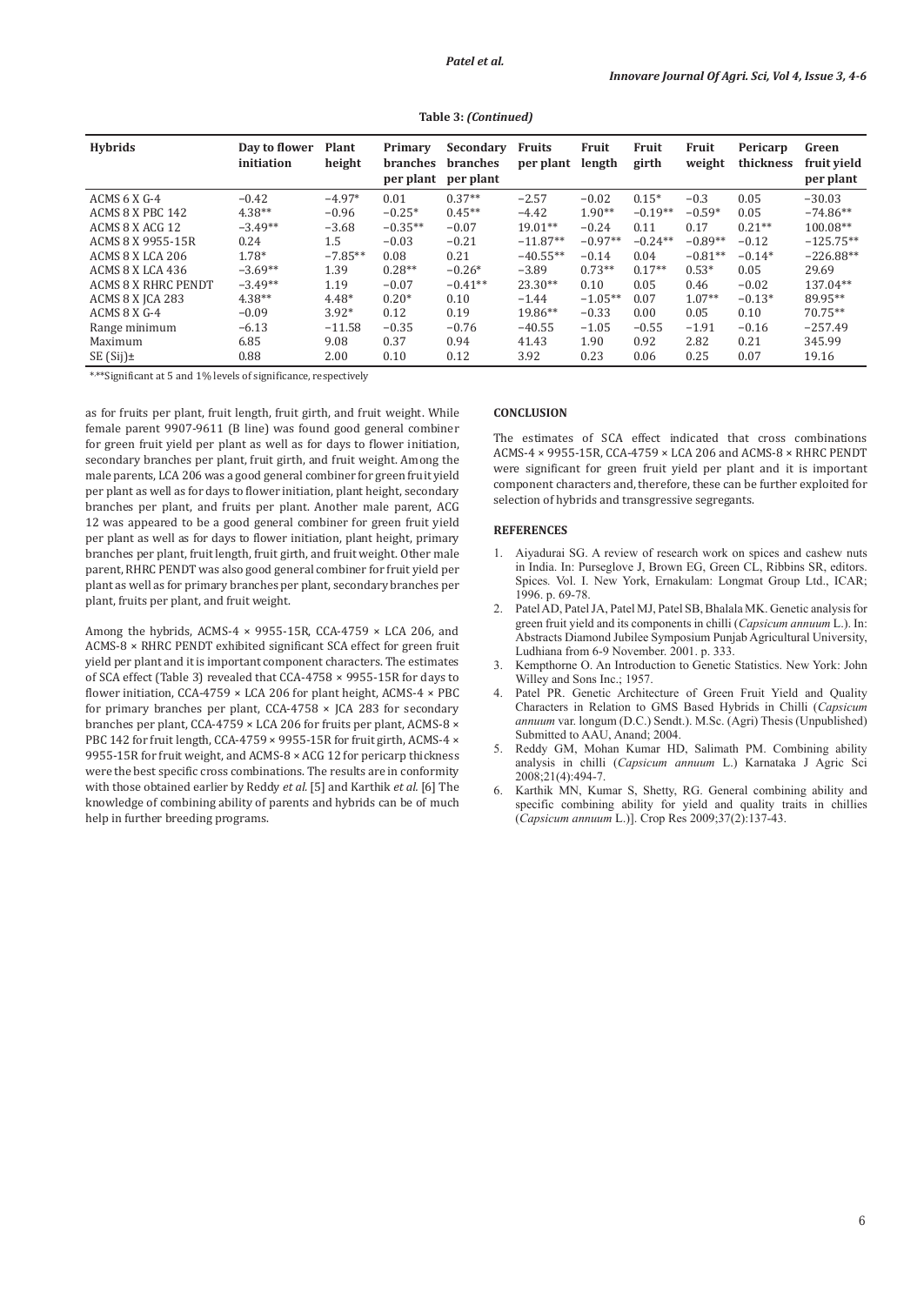**Table 3: *(Continued)***

| Hybrids | Day to flower initiation | Plant height | Primary branches per plant | Secondary branches per plant | Fruits per plant | Fruit length | Fruit girth | Fruit weight | Pericarp thickness | Green fruit yield per plant |
|---|---|---|---|---|---|---|---|---|---|---|
| ACMS 6 X G-4 | −0.42 | −4.97* | 0.01 | 0.37** | −2.57 | −0.02 | 0.15* | −0.3 | 0.05 | −30.03 |
| ACMS 8 X PBC 142 | 4.38** | −0.96 | −0.25* | 0.45** | −4.42 | 1.90** | −0.19** | −0.59* | 0.05 | −74.86** |
| ACMS 8 X ACG 12 | −3.49** | −3.68 | −0.35** | −0.07 | 19.01** | −0.24 | 0.11 | 0.17 | 0.21** | 100.08** |
| ACMS 8 X 9955-15R | 0.24 | 1.5 | −0.03 | −0.21 | −11.87** | −0.97** | −0.24** | −0.89** | −0.12 | −125.75** |
| ACMS 8 X LCA 206 | 1.78* | −7.85** | 0.08 | 0.21 | −40.55** | −0.14 | 0.04 | −0.81** | −0.14* | −226.88** |
| ACMS 8 X LCA 436 | −3.69** | 1.39 | 0.28** | −0.26* | −3.89 | 0.73** | 0.17** | 0.53* | 0.05 | 29.69 |
| ACMS 8 X RHRC PENDT | −3.49** | 1.19 | −0.07 | −0.41** | 23.30** | 0.10 | 0.05 | 0.46 | −0.02 | 137.04** |
| ACMS 8 X JCA 283 | 4.38** | 4.48* | 0.20* | 0.10 | −1.44 | −1.05** | 0.07 | 1.07** | −0.13* | 89.95** |
| ACMS 8 X G-4 | −0.09 | 3.92* | 0.12 | 0.19 | 19.86** | −0.33 | 0.00 | 0.05 | 0.10 | 70.75** |
| Range minimum | −6.13 | −11.58 | −0.35 | −0.76 | −40.55 | −1.05 | −0.55 | −1.91 | −0.16 | −257.49 |
| Maximum | 6.85 | 9.08 | 0.37 | 0.94 | 41.43 | 1.90 | 0.92 | 2.82 | 0.21 | 345.99 |
| SE (Sij)± | 0.88 | 2.00 | 0.10 | 0.12 | 3.92 | 0.23 | 0.06 | 0.25 | 0.07 | 19.16 |

*,**Significant at 5 and 1% levels of significance, respectively

as for fruits per plant, fruit length, fruit girth, and fruit weight. While female parent 9907-9611 (B line) was found good general combiner for green fruit yield per plant as well as for days to flower initiation, secondary branches per plant, fruit girth, and fruit weight. Among the male parents, LCA 206 was a good general combiner for green fruit yield per plant as well as for days to flower initiation, plant height, secondary branches per plant, and fruits per plant. Another male parent, ACG 12 was appeared to be a good general combiner for green fruit yield per plant as well as for days to flower initiation, plant height, primary branches per plant, fruit length, fruit girth, and fruit weight. Other male parent, RHRC PENDT was also good general combiner for fruit yield per plant as well as for primary branches per plant, secondary branches per plant, fruits per plant, and fruit weight.

Among the hybrids, ACMS-4 × 9955-15R, CCA-4759 × LCA 206, and ACMS-8 × RHRC PENDT exhibited significant SCA effect for green fruit yield per plant and it is important component characters. The estimates of SCA effect (Table 3) revealed that CCA-4758 × 9955-15R for days to flower initiation, CCA-4759 × LCA 206 for plant height, ACMS-4 × PBC for primary branches per plant, CCA-4758 × JCA 283 for secondary branches per plant, CCA-4759 × LCA 206 for fruits per plant, ACMS-8 × PBC 142 for fruit length, CCA-4759 × 9955-15R for fruit girth, ACMS-4 × 9955-15R for fruit weight, and ACMS-8 × ACG 12 for pericarp thickness were the best specific cross combinations. The results are in conformity with those obtained earlier by Reddy *et al*. [5] and Karthik *et al*. [6] The knowledge of combining ability of parents and hybrids can be of much help in further breeding programs.

## CONCLUSION

The estimates of SCA effect indicated that cross combinations ACMS-4 × 9955-15R, CCA-4759 × LCA 206 and ACMS-8 × RHRC PENDT were significant for green fruit yield per plant and it is important component characters and, therefore, these can be further exploited for selection of hybrids and transgressive segregants.

## REFERENCES

1. Aiyadurai SG. A review of research work on spices and cashew nuts in India. In: Purseglove J, Brown EG, Green CL, Ribbins SR, editors. Spices. Vol. I. New York, Ernakulam: Longmat Group Ltd., ICAR; 1996. p. 69-78.
2. Patel AD, Patel JA, Patel MJ, Patel SB, Bhalala MK. Genetic analysis for green fruit yield and its components in chilli (*Capsicum annuum* L.). In: Abstracts Diamond Jubilee Symposium Punjab Agricultural University, Ludhiana from 6-9 November. 2001. p. 333.
3. Kempthorne O. An Introduction to Genetic Statistics. New York: John Willey and Sons Inc.; 1957.
4. Patel PR. Genetic Architecture of Green Fruit Yield and Quality Characters in Relation to GMS Based Hybrids in Chilli (*Capsicum annuum* var. longum (D.C.) Sendt.). M.Sc. (Agri) Thesis (Unpublished) Submitted to AAU, Anand; 2004.
5. Reddy GM, Mohan Kumar HD, Salimath PM. Combining ability analysis in chilli (*Capsicum annuum* L.) Karnataka J Agric Sci 2008;21(4):494-7.
6. Karthik MN, Kumar S, Shetty, RG. General combining ability and specific combining ability for yield and quality traits in chillies (*Capsicum annuum* L.)]. Crop Res 2009;37(2):137-43.